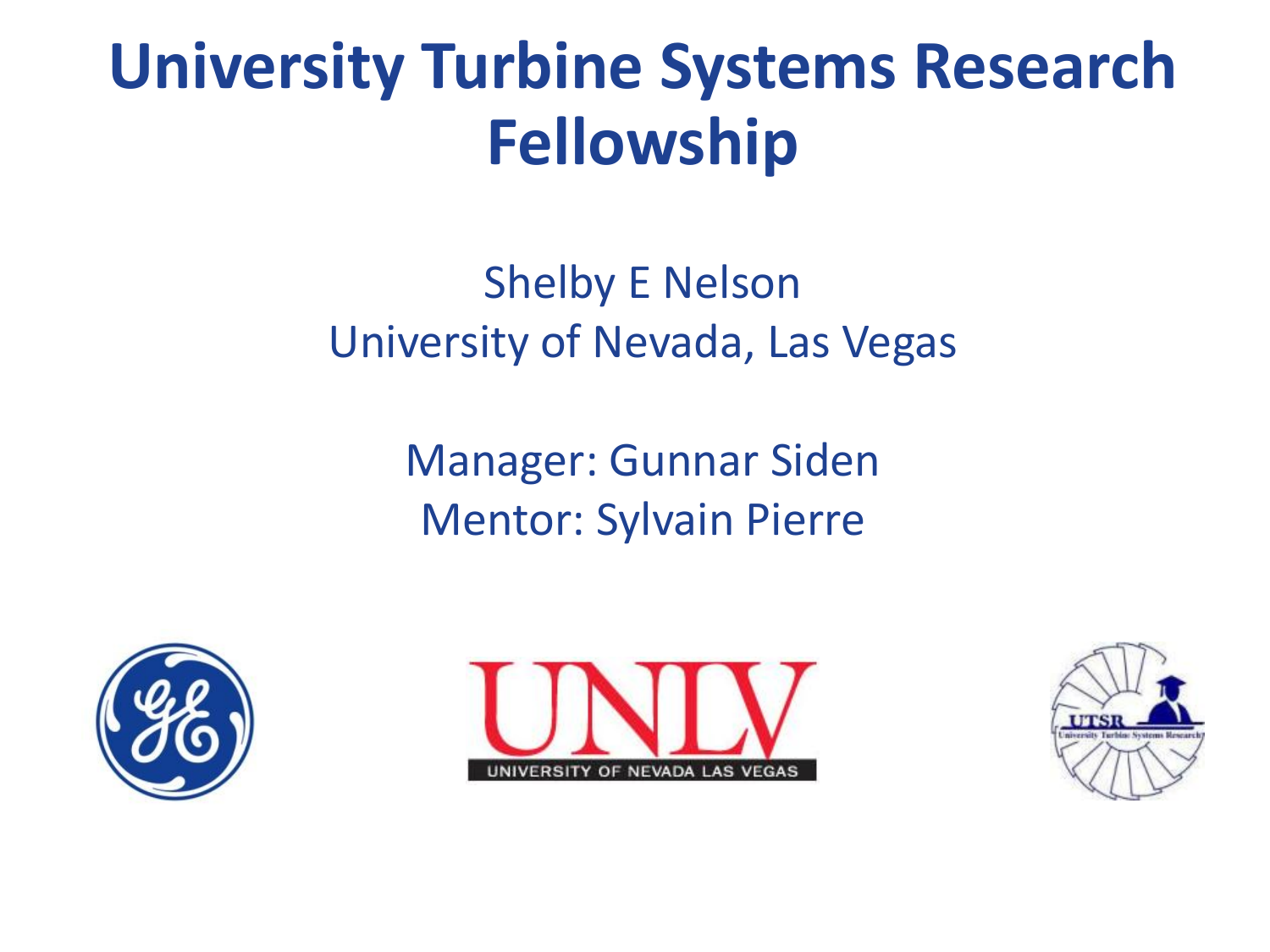# University Turbine Systems Research Fellowship

Shelby E Nelson
University of Nevada, Las Vegas

Manager: Gunnar Siden
Mentor: Sylvain Pierre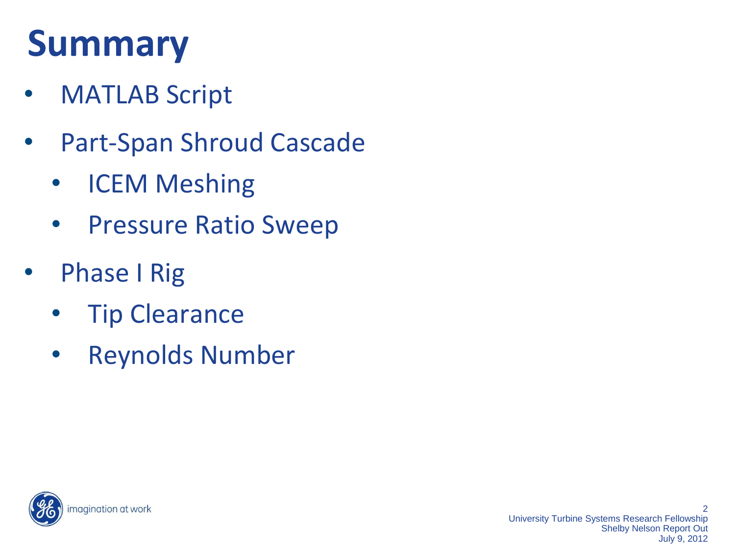# Summary

- MATLAB Script
- Part-Span Shroud Cascade
  - ICEM Meshing
  - Pressure Ratio Sweep
- Phase I Rig
  - Tip Clearance
  - Reynolds Number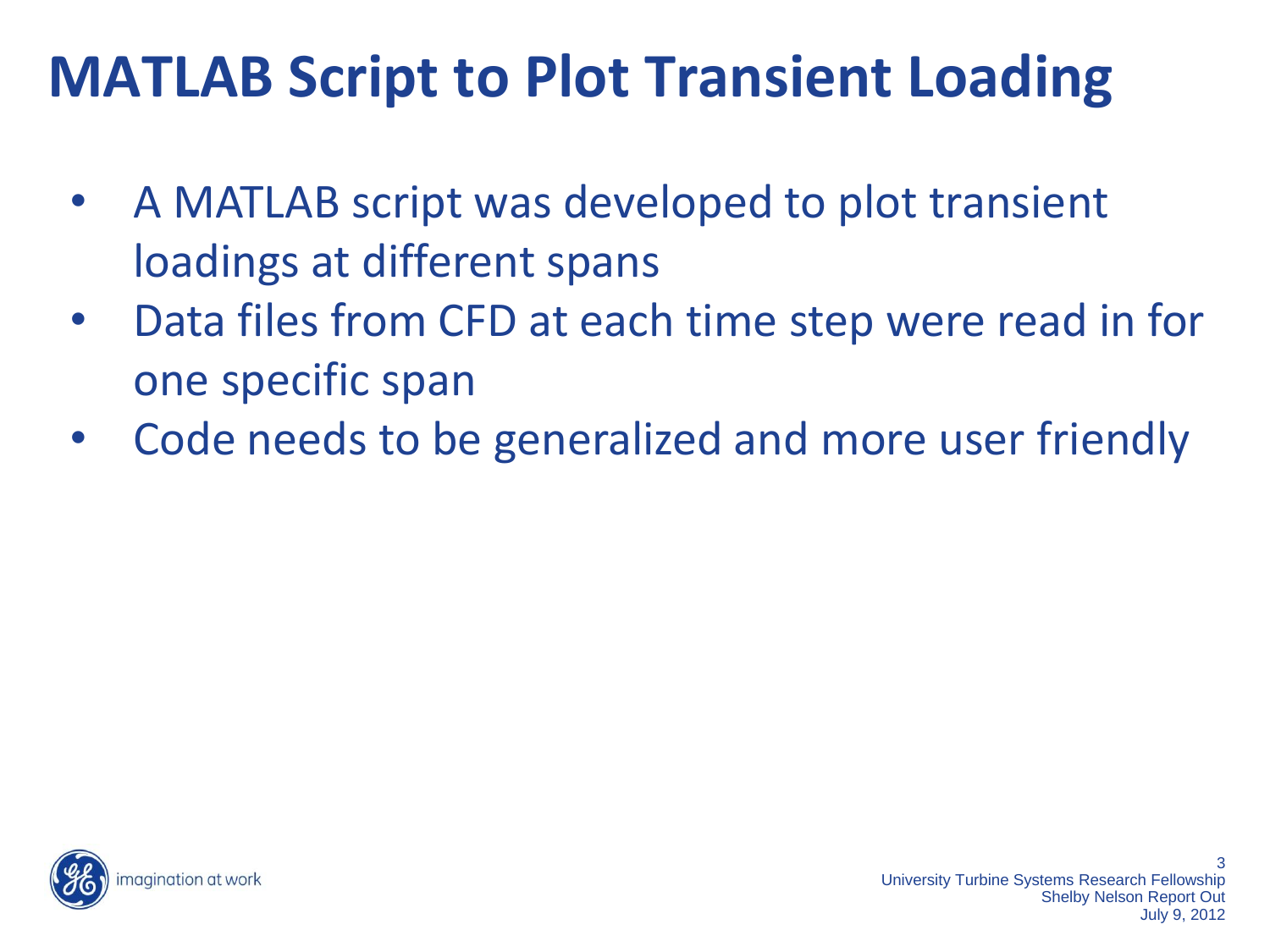# MATLAB Script to Plot Transient Loading

- A MATLAB script was developed to plot transient loadings at different spans
- Data files from CFD at each time step were read in for one specific span
- Code needs to be generalized and more user friendly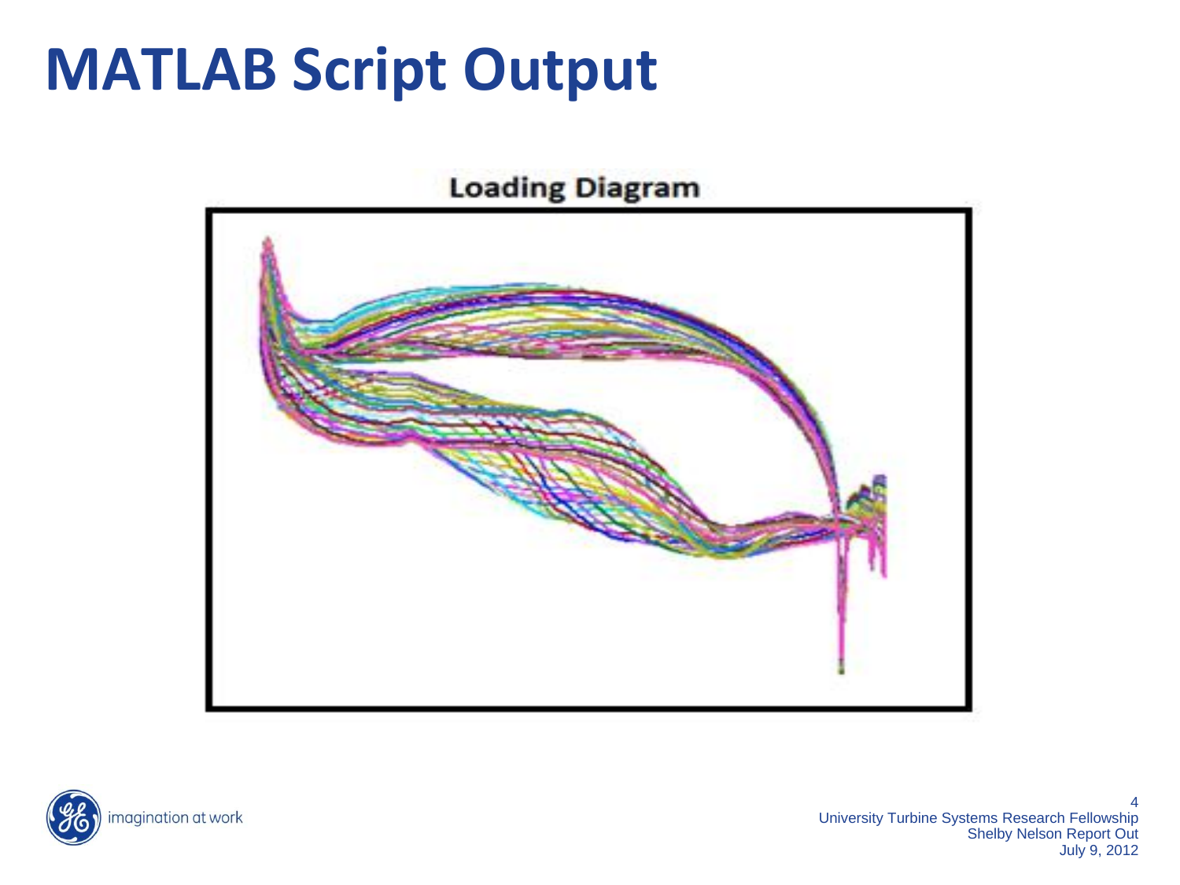# MATLAB Script Output

Loading Diagram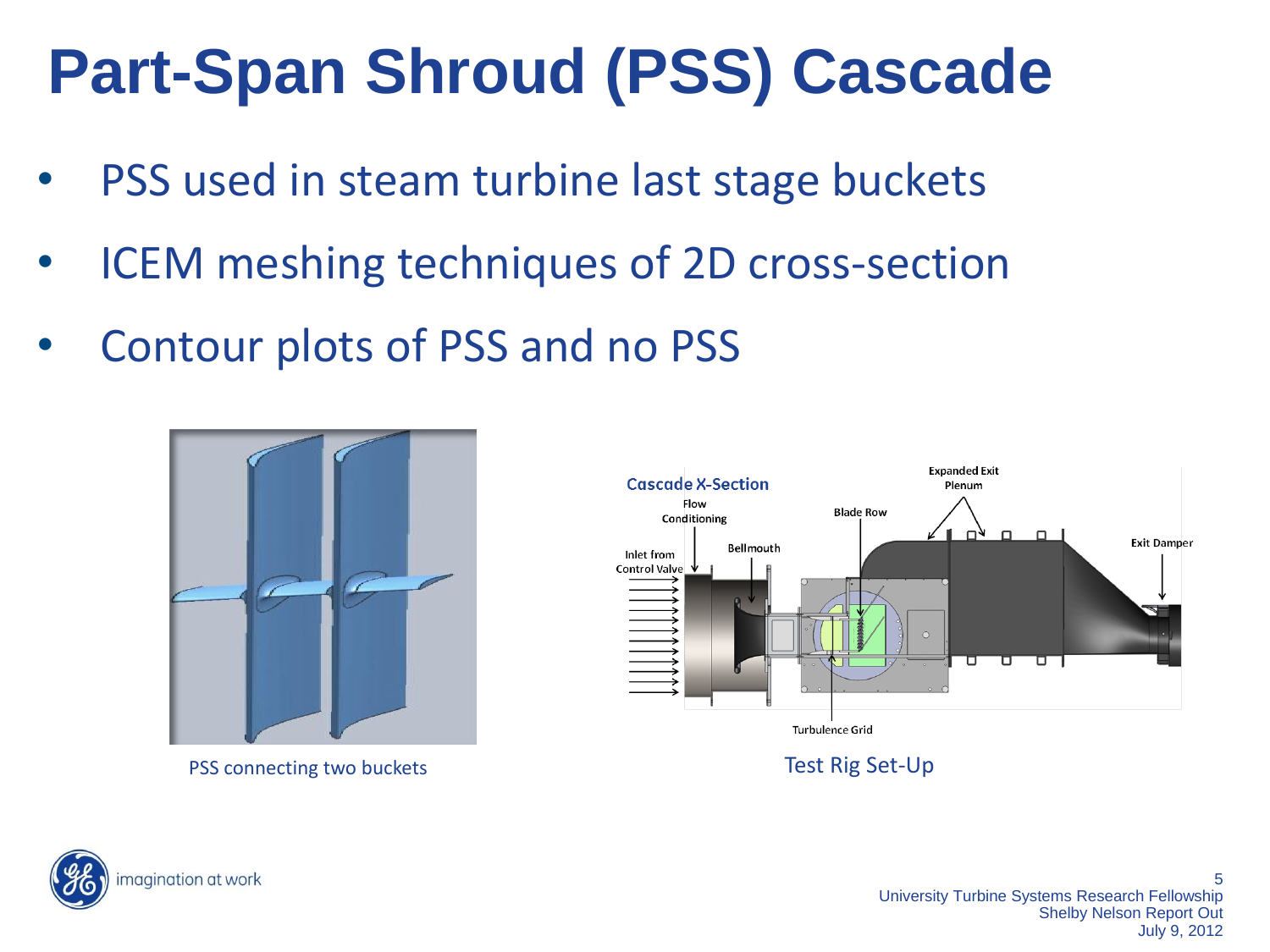# Part-Span Shroud (PSS) Cascade

- PSS used in steam turbine last stage buckets
- ICEM meshing techniques of 2D cross-section
- Contour plots of PSS and no PSS

PSS connecting two buckets

Test Rig Set-Up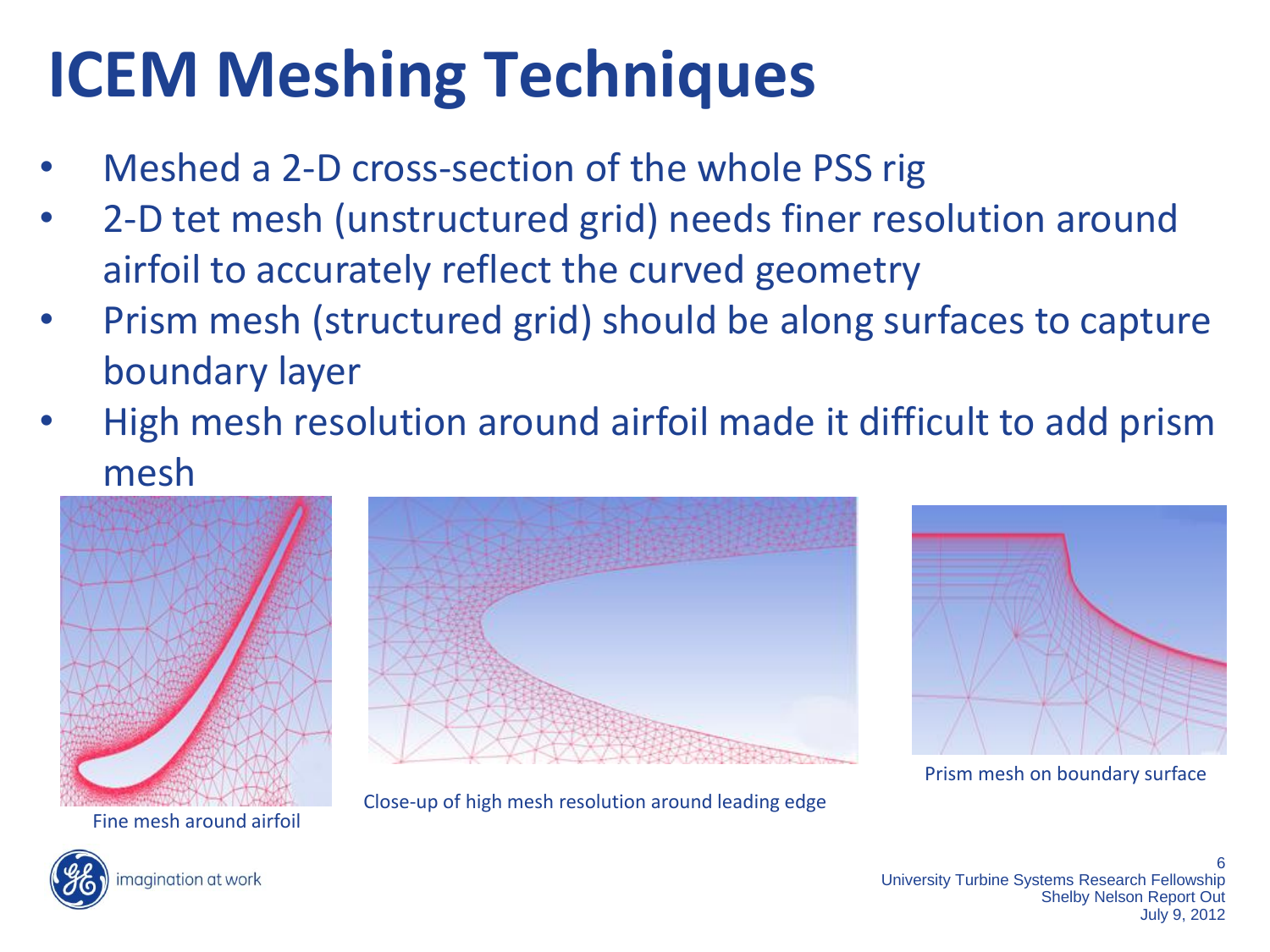# ICEM Meshing Techniques

- Meshed a 2-D cross-section of the whole PSS rig
- 2-D tet mesh (unstructured grid) needs finer resolution around airfoil to accurately reflect the curved geometry
- Prism mesh (structured grid) should be along surfaces to capture boundary layer
- High mesh resolution around airfoil made it difficult to add prism mesh

Fine mesh around airfoil

Close-up of high mesh resolution around leading edge

Prism mesh on boundary surface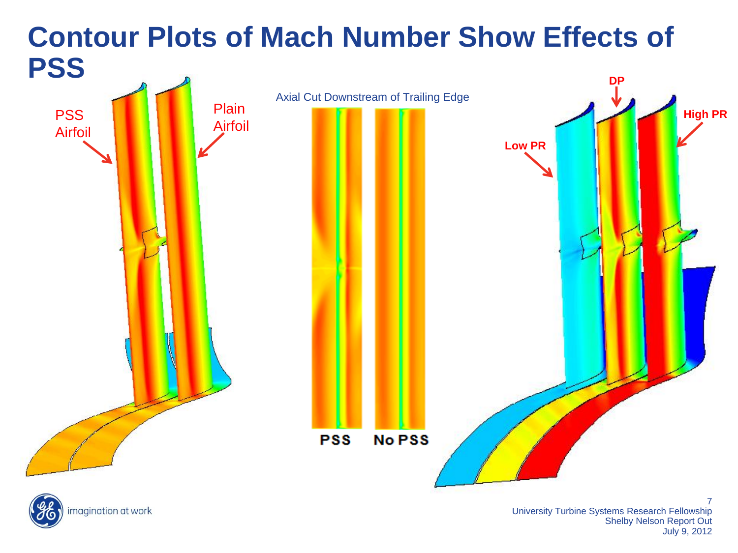# Contour Plots of Mach Number Show Effects of PSS

PSS Airfoil

Plain Airfoil

Axial Cut Downstream of Trailing Edge

PSS

No PSS

DP

Low PR

High PR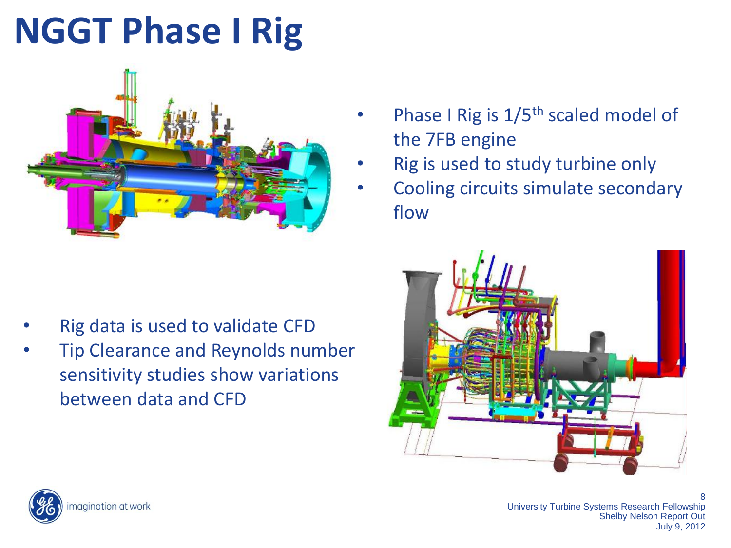# NGGT Phase I Rig

- Phase I Rig is 1/5$^{th}$ scaled model of the 7FB engine
- Rig is used to study turbine only
- Cooling circuits simulate secondary flow

- Rig data is used to validate CFD
- Tip Clearance and Reynolds number sensitivity studies show variations between data and CFD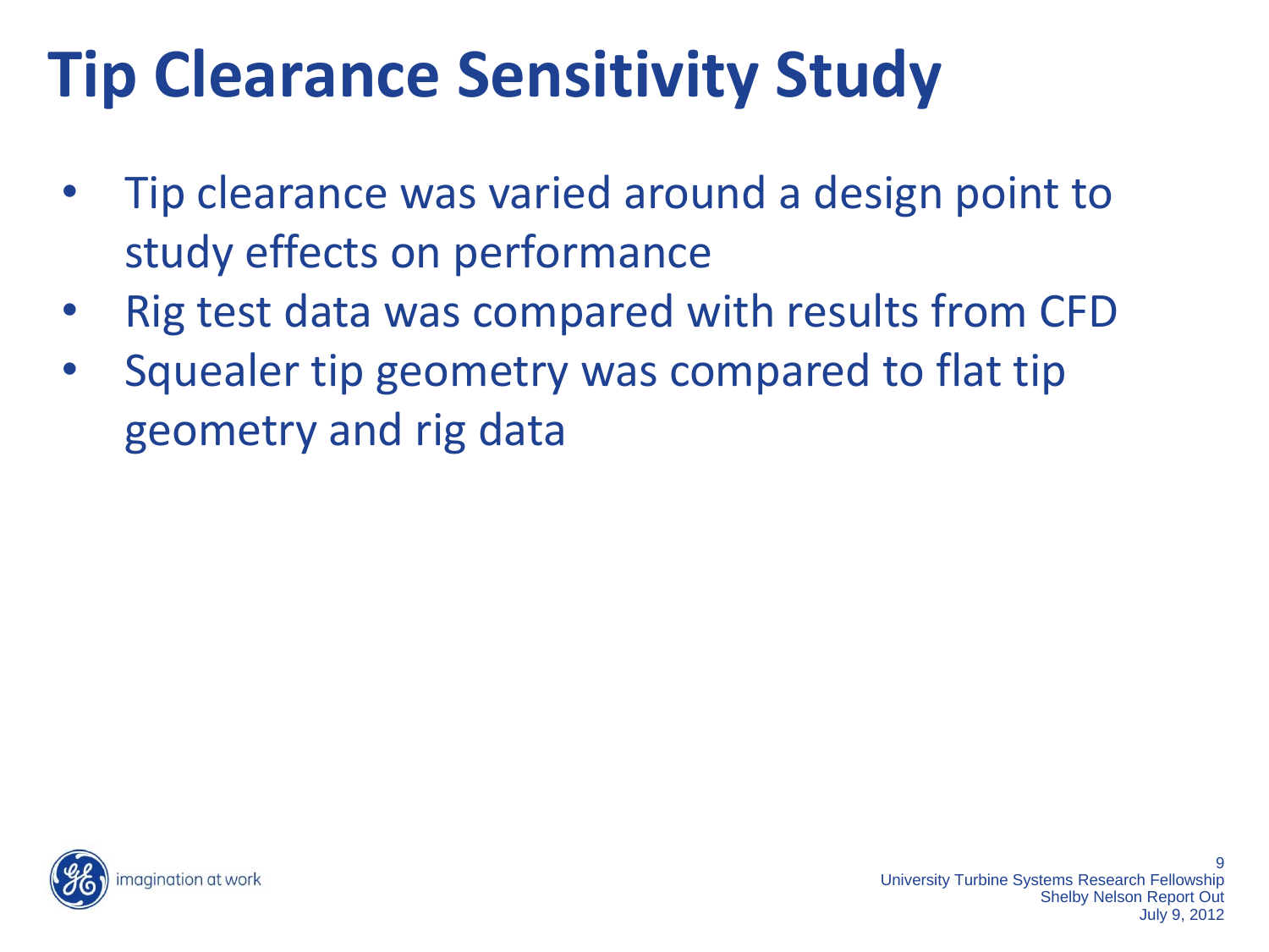# Tip Clearance Sensitivity Study

- Tip clearance was varied around a design point to study effects on performance
- Rig test data was compared with results from CFD
- Squealer tip geometry was compared to flat tip geometry and rig data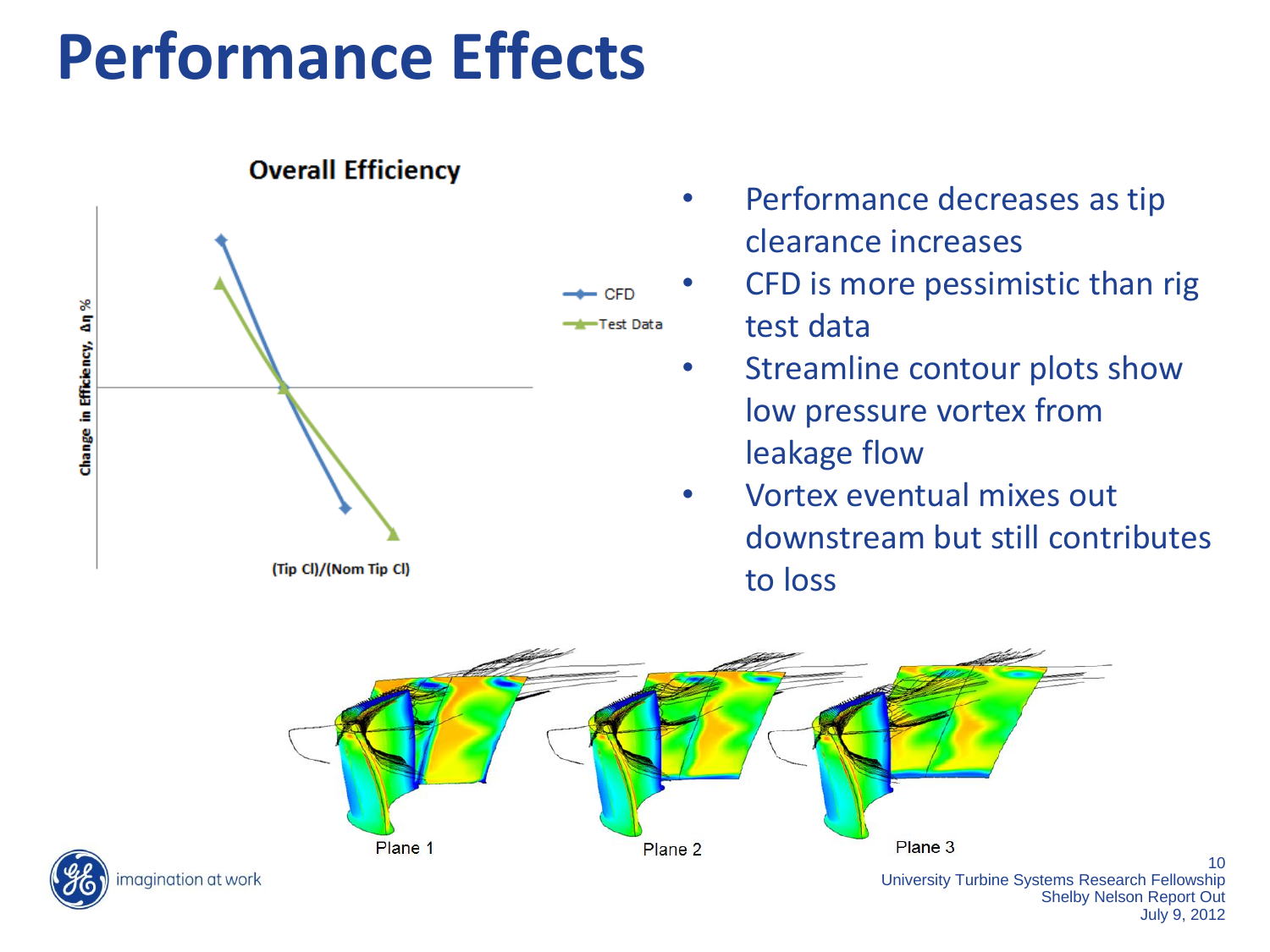# Performance Effects

**Overall Efficiency**

Change in Efficiency, Δη %

(Tip Cl)/(Nom Tip Cl)

CFD

Test Data

- Performance decreases as tip clearance increases
- CFD is more pessimistic than rig test data
- Streamline contour plots show low pressure vortex from leakage flow
- Vortex eventual mixes out downstream but still contributes to loss

Plane 1 Plane 2 Plane 3

University Turbine Systems Research Fellowship
Shelby Nelson Report Out
July 9, 2012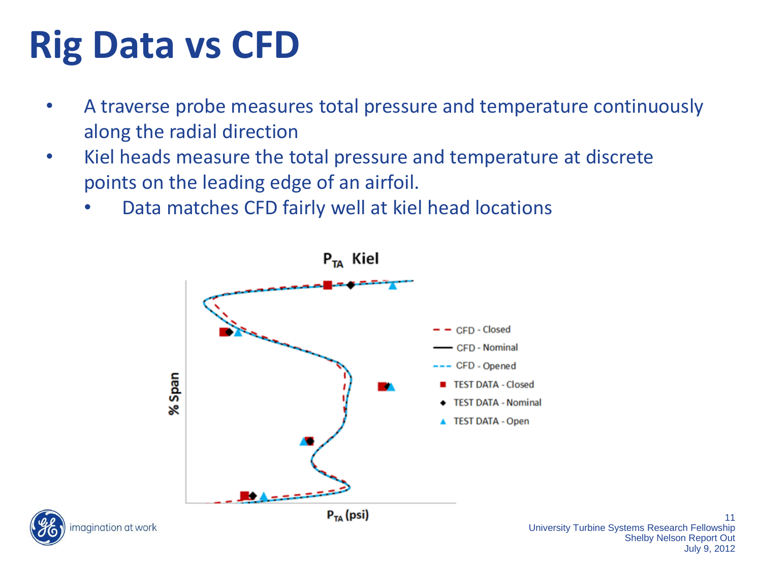# Rig Data vs CFD

- A traverse probe measures total pressure and temperature continuously along the radial direction
- Kiel heads measure the total pressure and temperature at discrete points on the leading edge of an airfoil.
  - Data matches CFD fairly well at kiel head locations

$P_{TA}$ Kiel

% Span

$P_{TA}$ (psi)

- CFD - Closed
- CFD - Nominal
- CFD - Opened
- TEST DATA - Closed
- TEST DATA - Nominal
- TEST DATA - Open

University Turbine Systems Research Fellowship
Shelby Nelson Report Out
July 9, 2012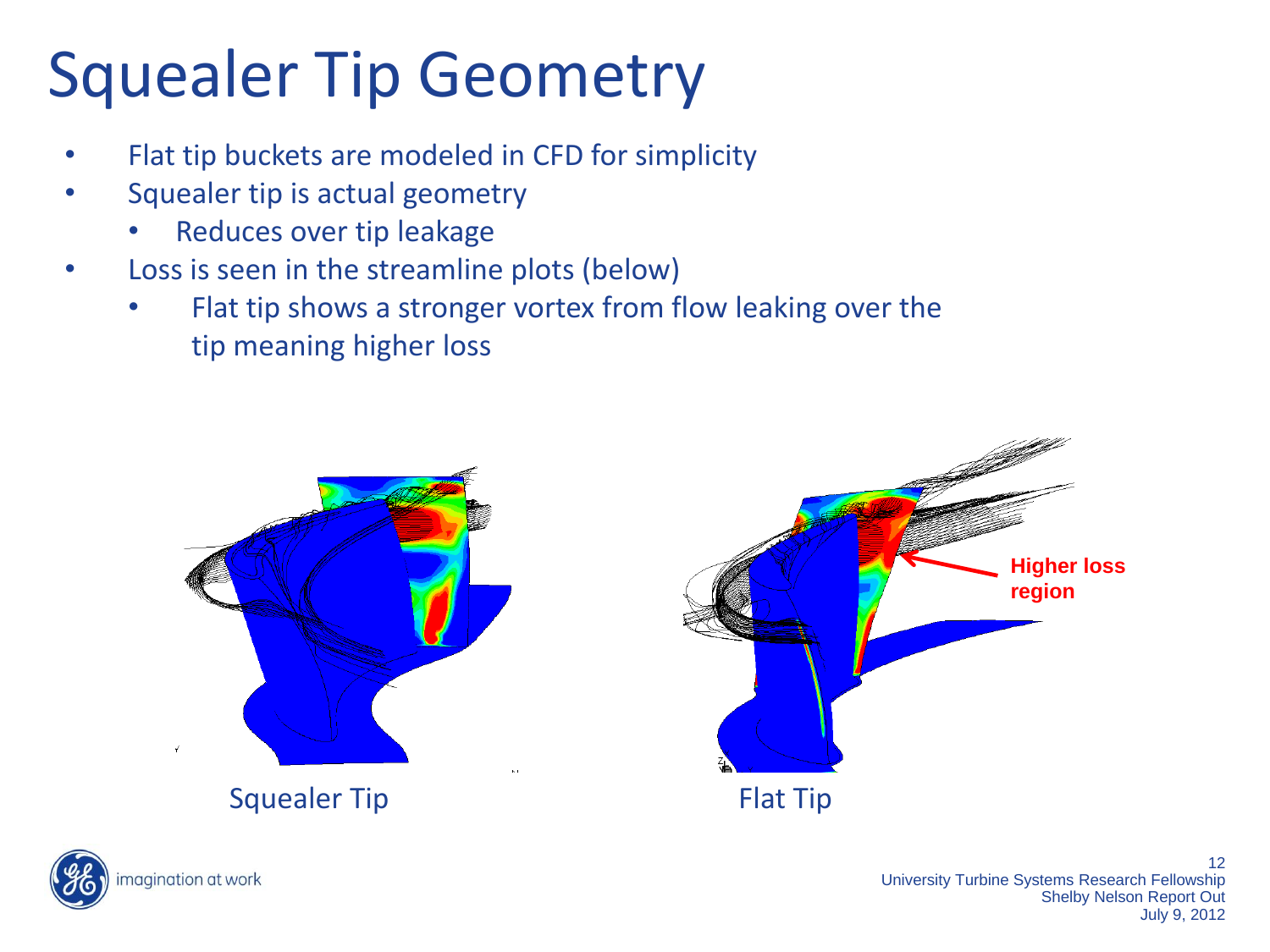# Squealer Tip Geometry

- Flat tip buckets are modeled in CFD for simplicity
- Squealer tip is actual geometry
  - Reduces over tip leakage
- Loss is seen in the streamline plots (below)
  - Flat tip shows a stronger vortex from flow leaking over the tip meaning higher loss

**Higher loss region**

Squealer Tip

Flat Tip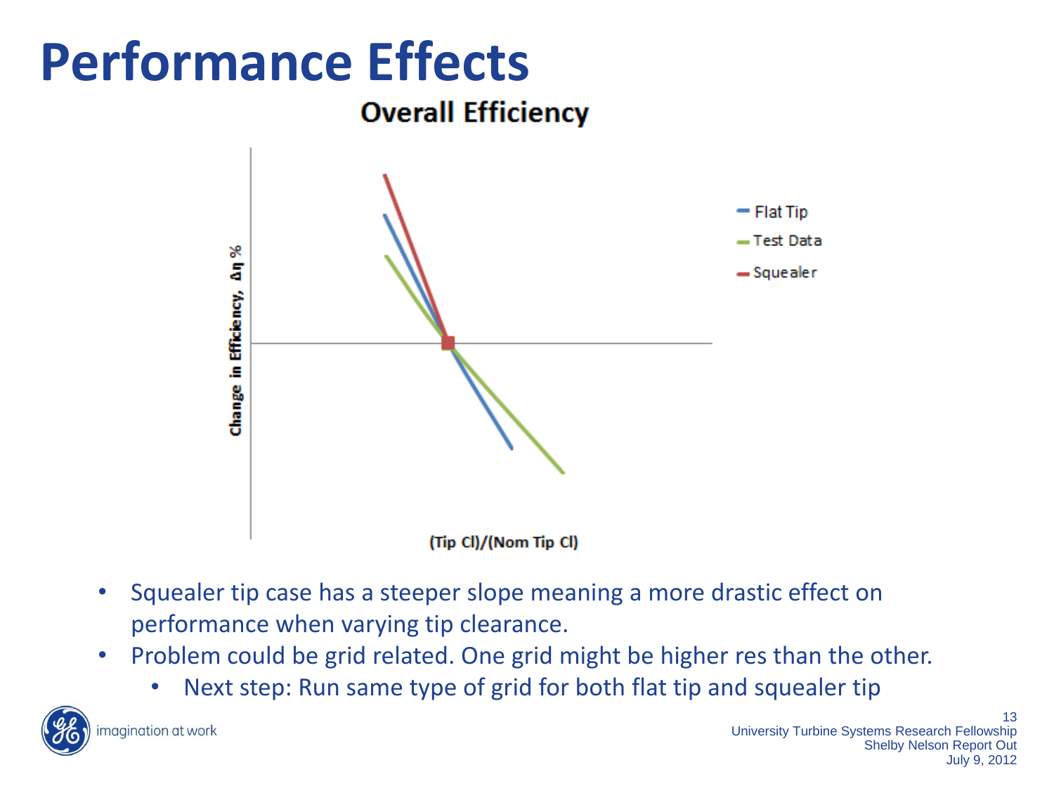# Performance Effects

**Overall Efficiency**

Change in Efficiency, $\Delta\eta$ %

(Tip Cl)/(Nom Tip Cl)

- Flat Tip
- Test Data
- Squealer

- Squealer tip case has a steeper slope meaning a more drastic effect on performance when varying tip clearance.
- Problem could be grid related. One grid might be higher res than the other.
    - Next step: Run same type of grid for both flat tip and squealer tip

University Turbine Systems Research Fellowship
Shelby Nelson Report Out
July 9, 2012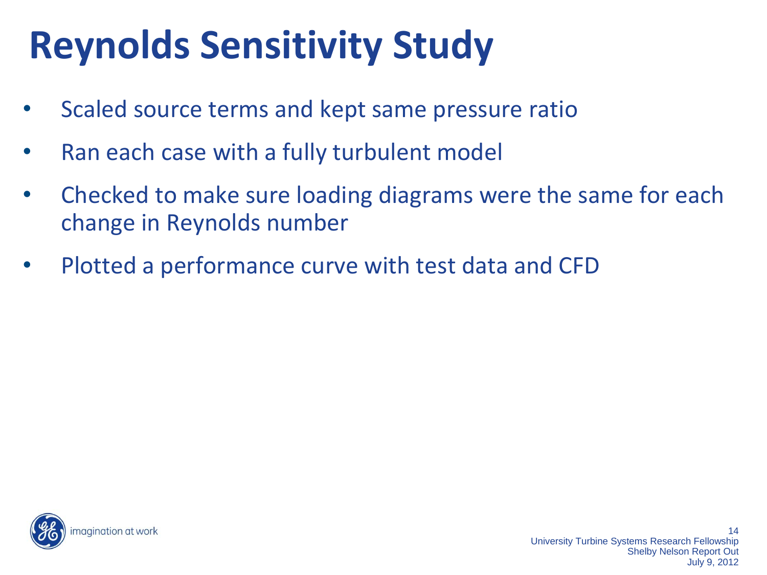# Reynolds Sensitivity Study

- Scaled source terms and kept same pressure ratio
- Ran each case with a fully turbulent model
- Checked to make sure loading diagrams were the same for each change in Reynolds number
- Plotted a performance curve with test data and CFD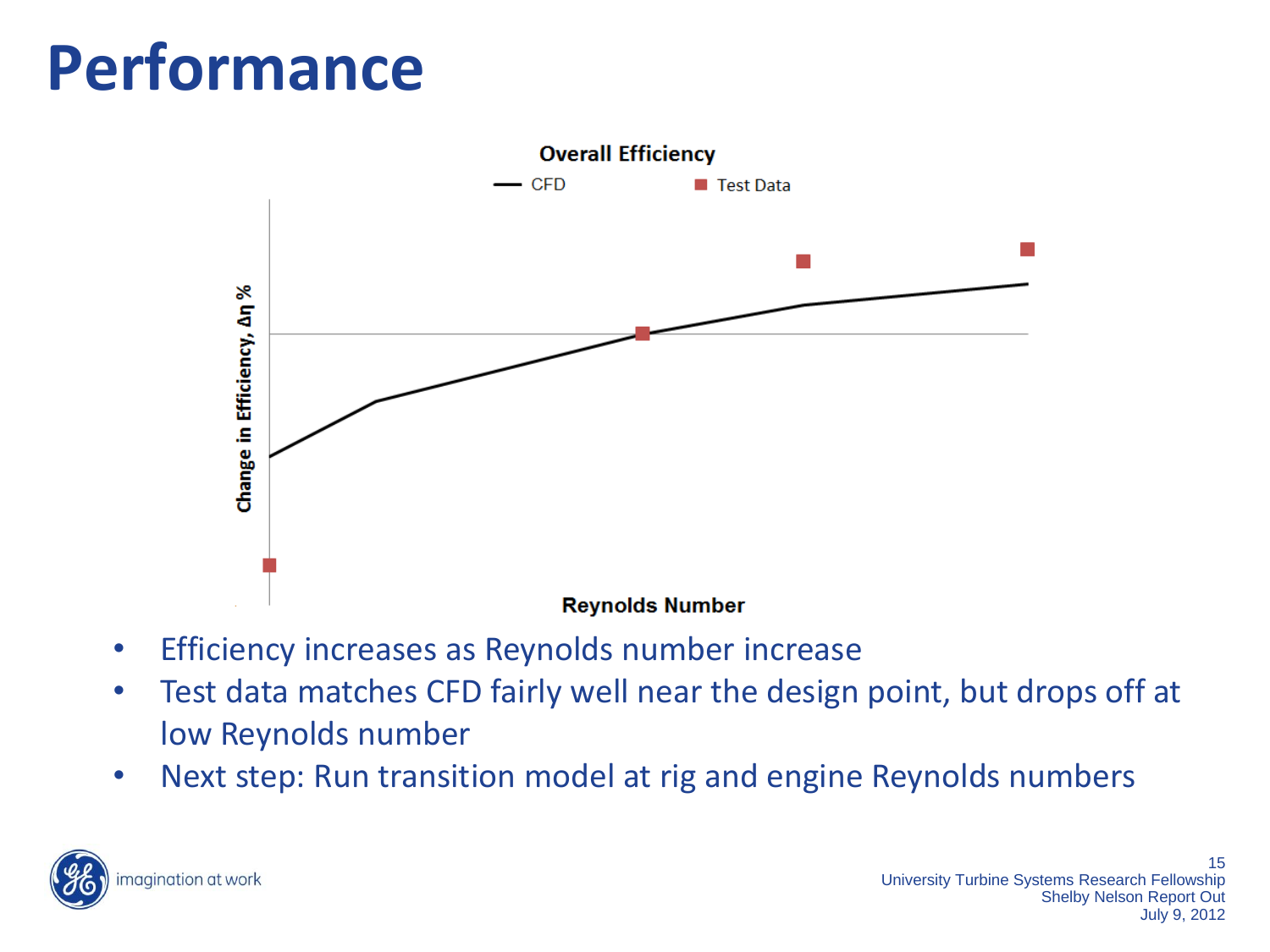# Performance

**Overall Efficiency**

— CFD ■ Test Data

Change in Efficiency, Δη %

Reynolds Number

- Efficiency increases as Reynolds number increase
- Test data matches CFD fairly well near the design point, but drops off at low Reynolds number
- Next step: Run transition model at rig and engine Reynolds numbers

imagination at work

University Turbine Systems Research Fellowship
Shelby Nelson Report Out
July 9, 2012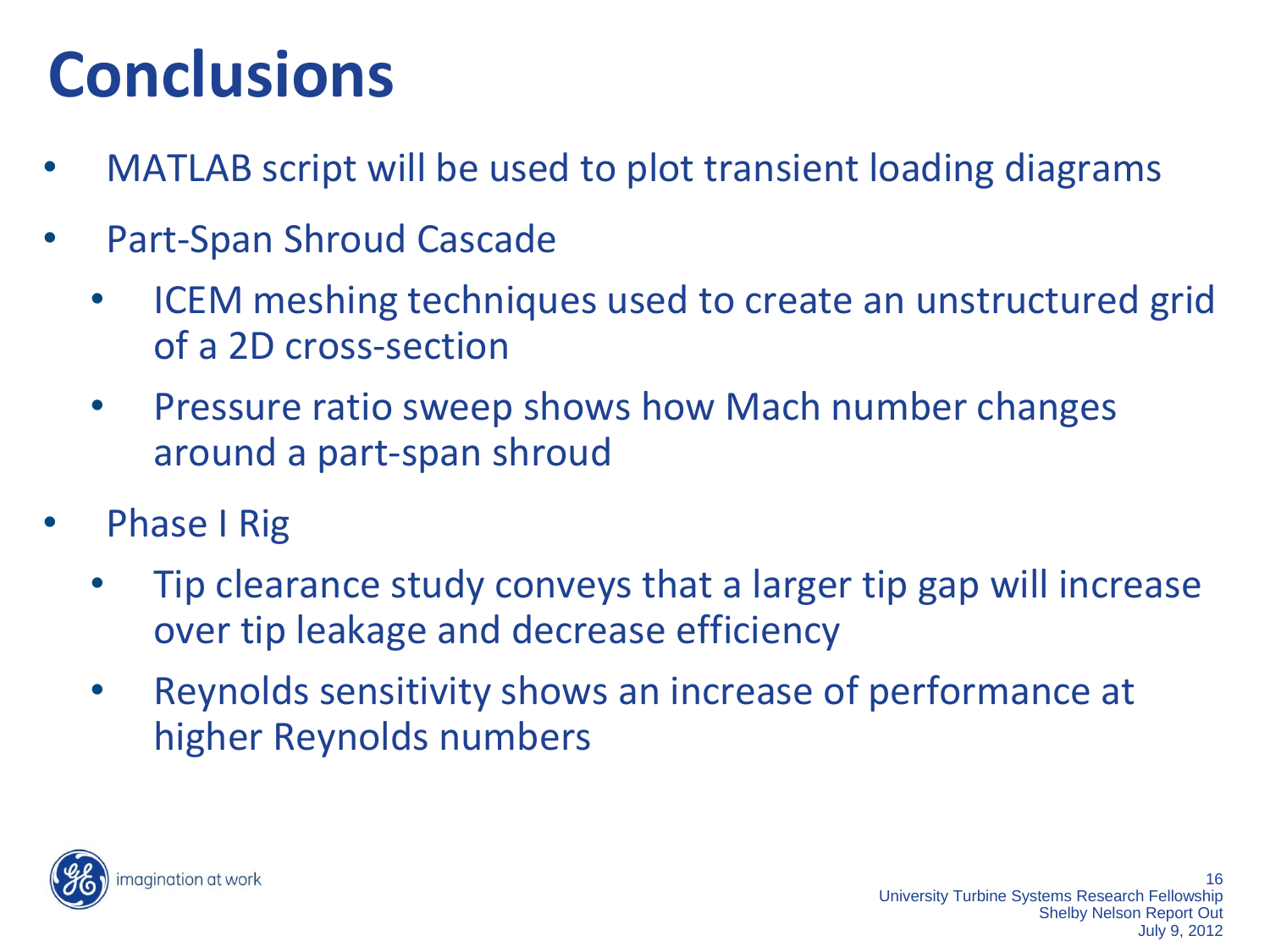# Conclusions

- MATLAB script will be used to plot transient loading diagrams
- Part-Span Shroud Cascade
  - ICEM meshing techniques used to create an unstructured grid of a 2D cross-section
  - Pressure ratio sweep shows how Mach number changes around a part-span shroud
- Phase I Rig
  - Tip clearance study conveys that a larger tip gap will increase over tip leakage and decrease efficiency
  - Reynolds sensitivity shows an increase of performance at higher Reynolds numbers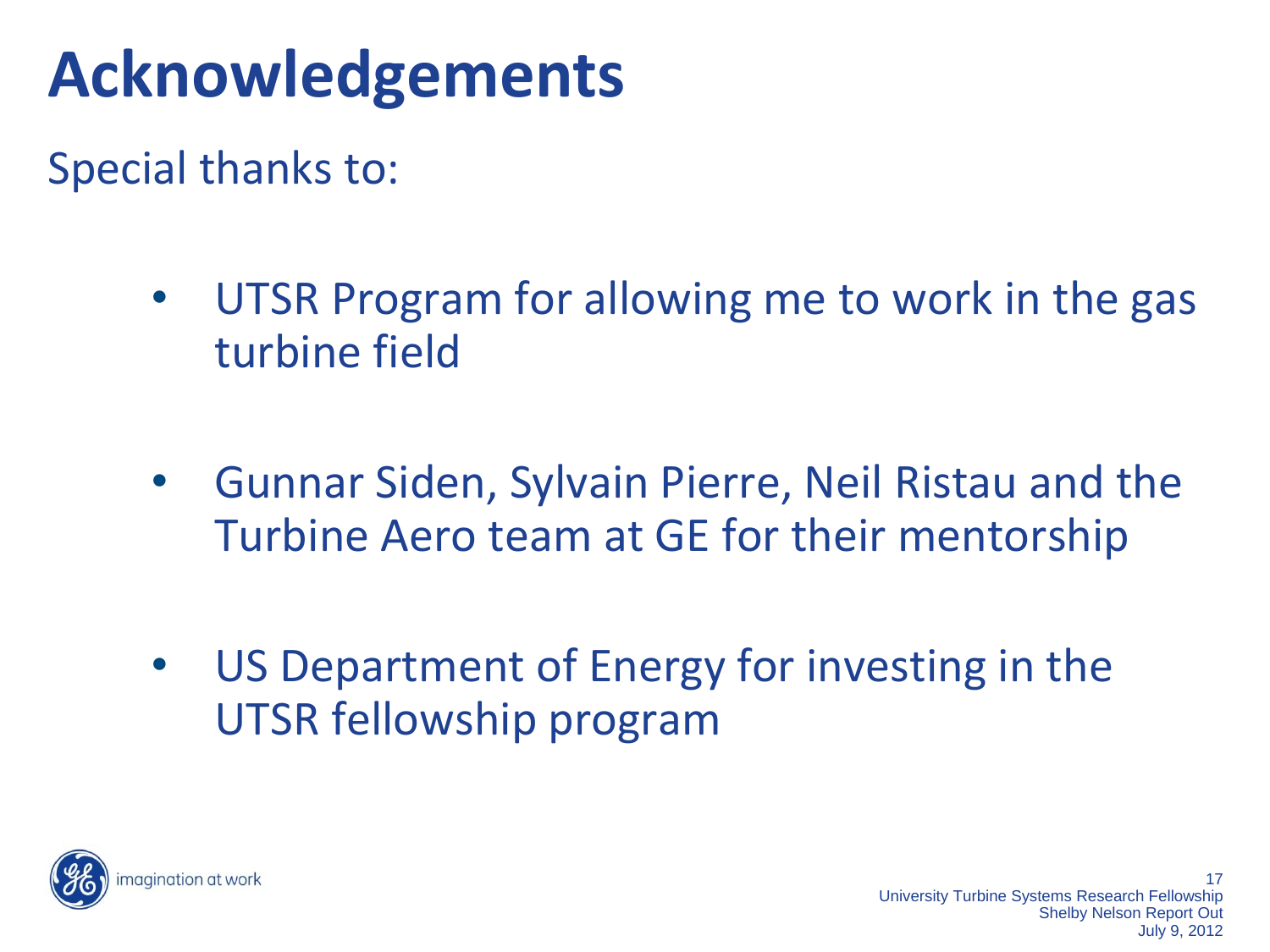# Acknowledgements

Special thanks to:

- UTSR Program for allowing me to work in the gas turbine field
- Gunnar Siden, Sylvain Pierre, Neil Ristau and the Turbine Aero team at GE for their mentorship
- US Department of Energy for investing in the UTSR fellowship program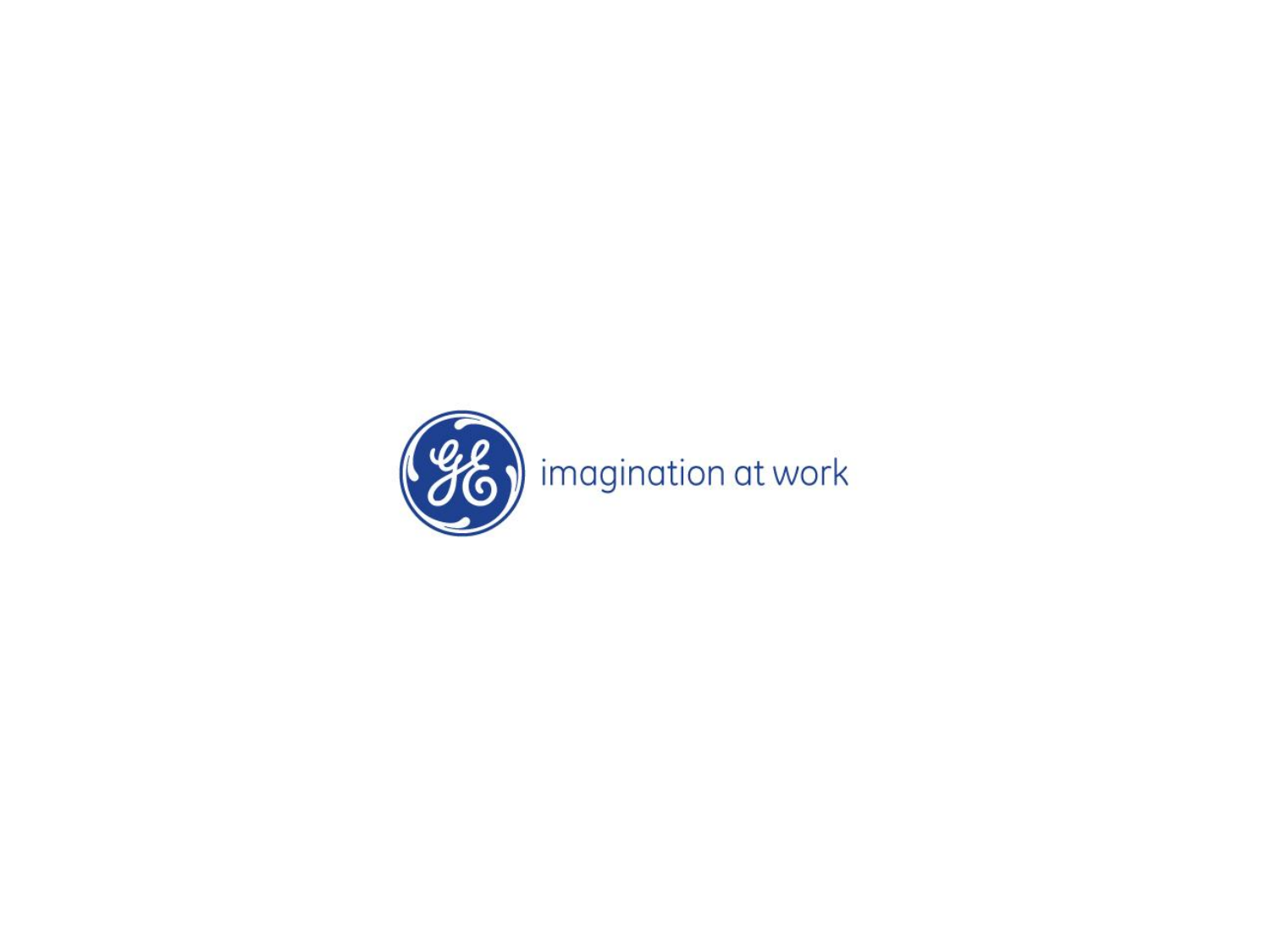imagination at work